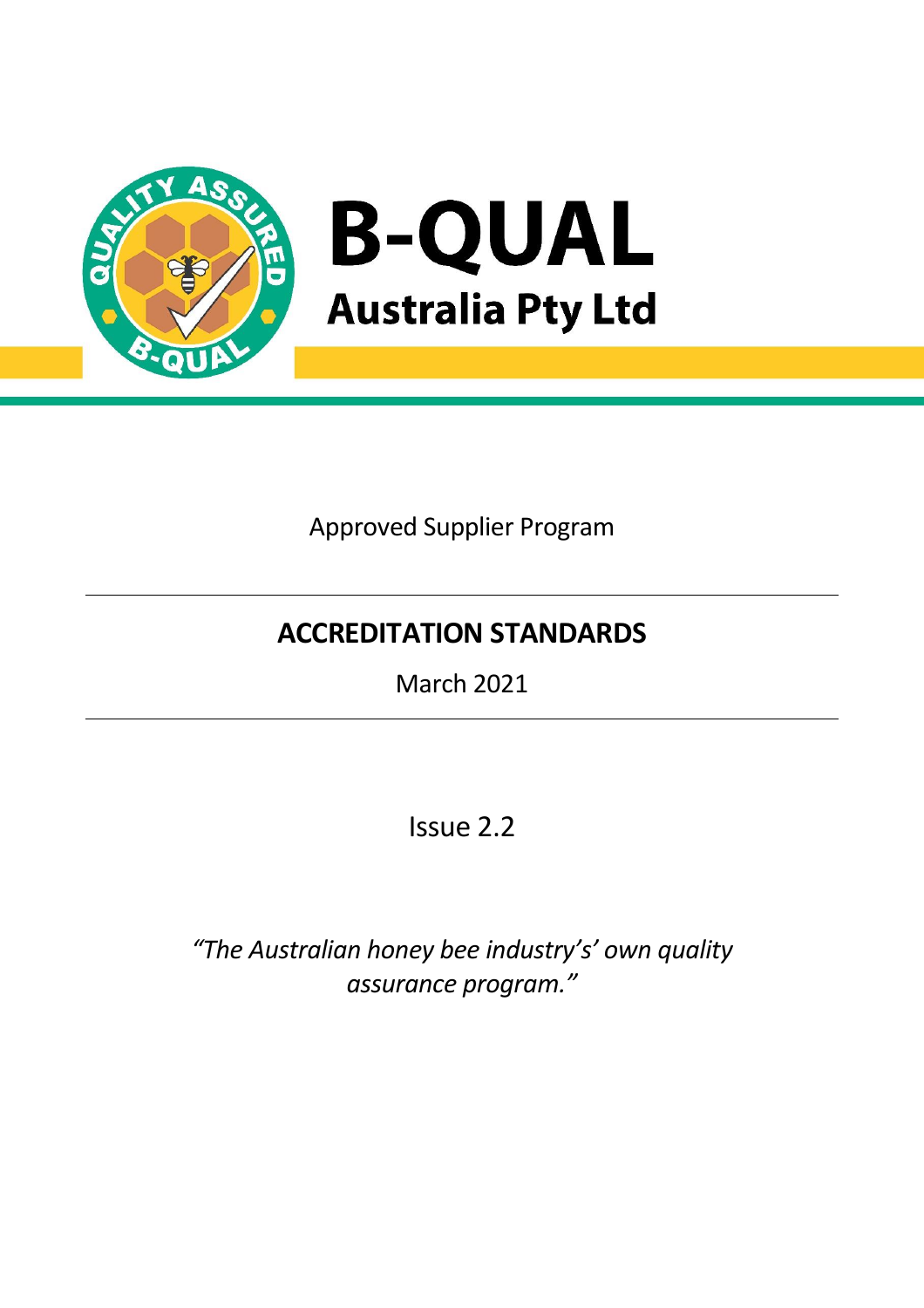# B-QUAL

## Australia Pty Ltd

Approved Supplier Program

## ACCREDITATION STANDARDS

March 2021

Issue 2.2

*"The Australian honey bee industry's' own quality assurance program."*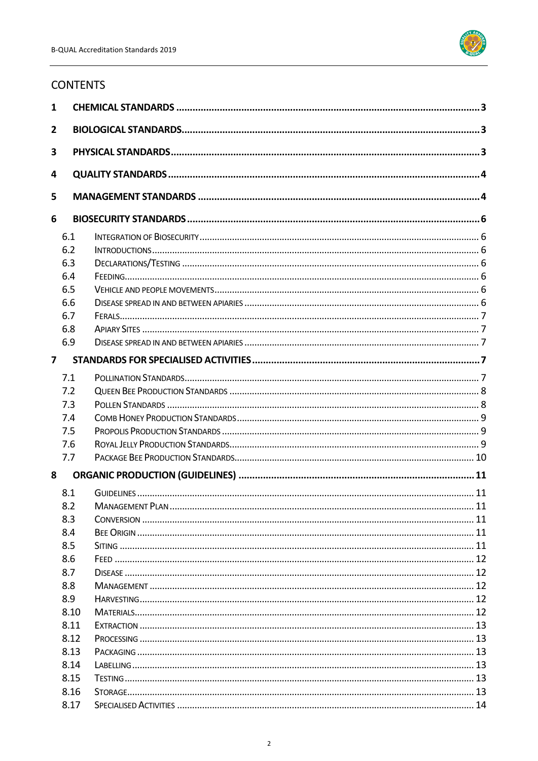## CONTENTS

| | | |
|---|---|---|
| **1** | **CHEMICAL STANDARDS** | **3** |
| **2** | **BIOLOGICAL STANDARDS** | **3** |
| **3** | **PHYSICAL STANDARDS** | **3** |
| **4** | **QUALITY STANDARDS** | **4** |
| **5** | **MANAGEMENT STANDARDS** | **4** |
| **6** | **BIOSECURITY STANDARDS** | **6** |
| 6.1 | Integration of Biosecurity | 6 |
| 6.2 | Introductions | 6 |
| 6.3 | Declarations/Testing | 6 |
| 6.4 | Feeding | 6 |
| 6.5 | Vehicle and people movements | 6 |
| 6.6 | Disease spread in and between apiaries | 6 |
| 6.7 | Ferals | 7 |
| 6.8 | Apiary Sites | 7 |
| 6.9 | Disease spread in and between apiaries | 7 |
| **7** | **STANDARDS FOR SPECIALISED ACTIVITIES** | **7** |
| 7.1 | Pollination Standards | 7 |
| 7.2 | Queen Bee Production Standards | 8 |
| 7.3 | Pollen Standards | 8 |
| 7.4 | Comb Honey Production Standards | 9 |
| 7.5 | Propolis Production Standards | 9 |
| 7.6 | Royal Jelly Production Standards | 9 |
| 7.7 | Package Bee Production Standards | 10 |
| **8** | **ORGANIC PRODUCTION (GUIDELINES)** | **11** |
| 8.1 | Guidelines | 11 |
| 8.2 | Management Plan | 11 |
| 8.3 | Conversion | 11 |
| 8.4 | Bee Origin | 11 |
| 8.5 | Siting | 11 |
| 8.6 | Feed | 12 |
| 8.7 | Disease | 12 |
| 8.8 | Management | 12 |
| 8.9 | Harvesting | 12 |
| 8.10 | Materials | 12 |
| 8.11 | Extraction | 13 |
| 8.12 | Processing | 13 |
| 8.13 | Packaging | 13 |
| 8.14 | Labelling | 13 |
| 8.15 | Testing | 13 |
| 8.16 | Storage | 13 |
| 8.17 | Specialised Activities | 14 |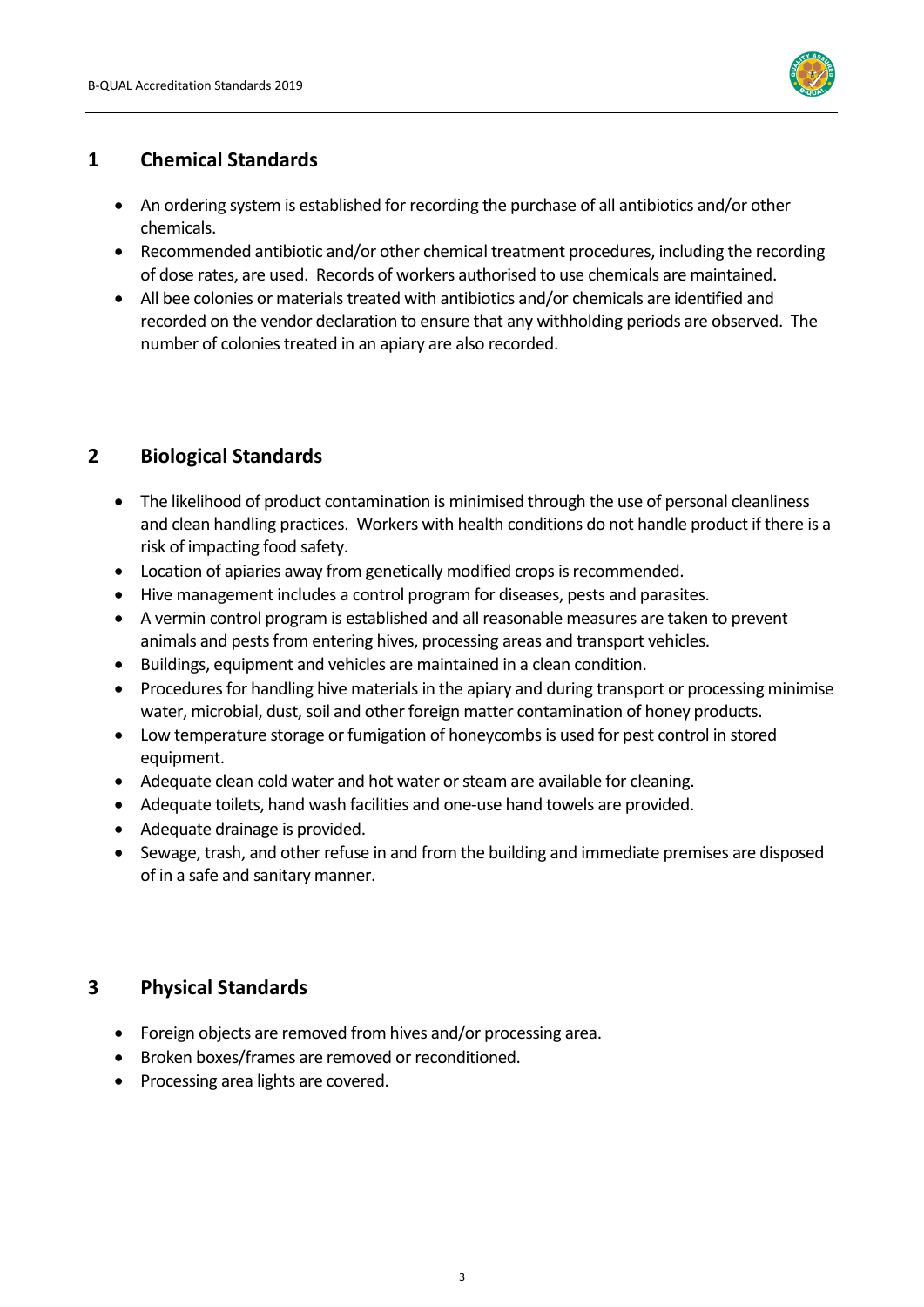## 1 Chemical Standards

- An ordering system is established for recording the purchase of all antibiotics and/or other chemicals.
- Recommended antibiotic and/or other chemical treatment procedures, including the recording of dose rates, are used. Records of workers authorised to use chemicals are maintained.
- All bee colonies or materials treated with antibiotics and/or chemicals are identified and recorded on the vendor declaration to ensure that any withholding periods are observed. The number of colonies treated in an apiary are also recorded.

## 2 Biological Standards

- The likelihood of product contamination is minimised through the use of personal cleanliness and clean handling practices. Workers with health conditions do not handle product if there is a risk of impacting food safety.
- Location of apiaries away from genetically modified crops is recommended.
- Hive management includes a control program for diseases, pests and parasites.
- A vermin control program is established and all reasonable measures are taken to prevent animals and pests from entering hives, processing areas and transport vehicles.
- Buildings, equipment and vehicles are maintained in a clean condition.
- Procedures for handling hive materials in the apiary and during transport or processing minimise water, microbial, dust, soil and other foreign matter contamination of honey products.
- Low temperature storage or fumigation of honeycombs is used for pest control in stored equipment.
- Adequate clean cold water and hot water or steam are available for cleaning.
- Adequate toilets, hand wash facilities and one-use hand towels are provided.
- Adequate drainage is provided.
- Sewage, trash, and other refuse in and from the building and immediate premises are disposed of in a safe and sanitary manner.

## 3 Physical Standards

- Foreign objects are removed from hives and/or processing area.
- Broken boxes/frames are removed or reconditioned.
- Processing area lights are covered.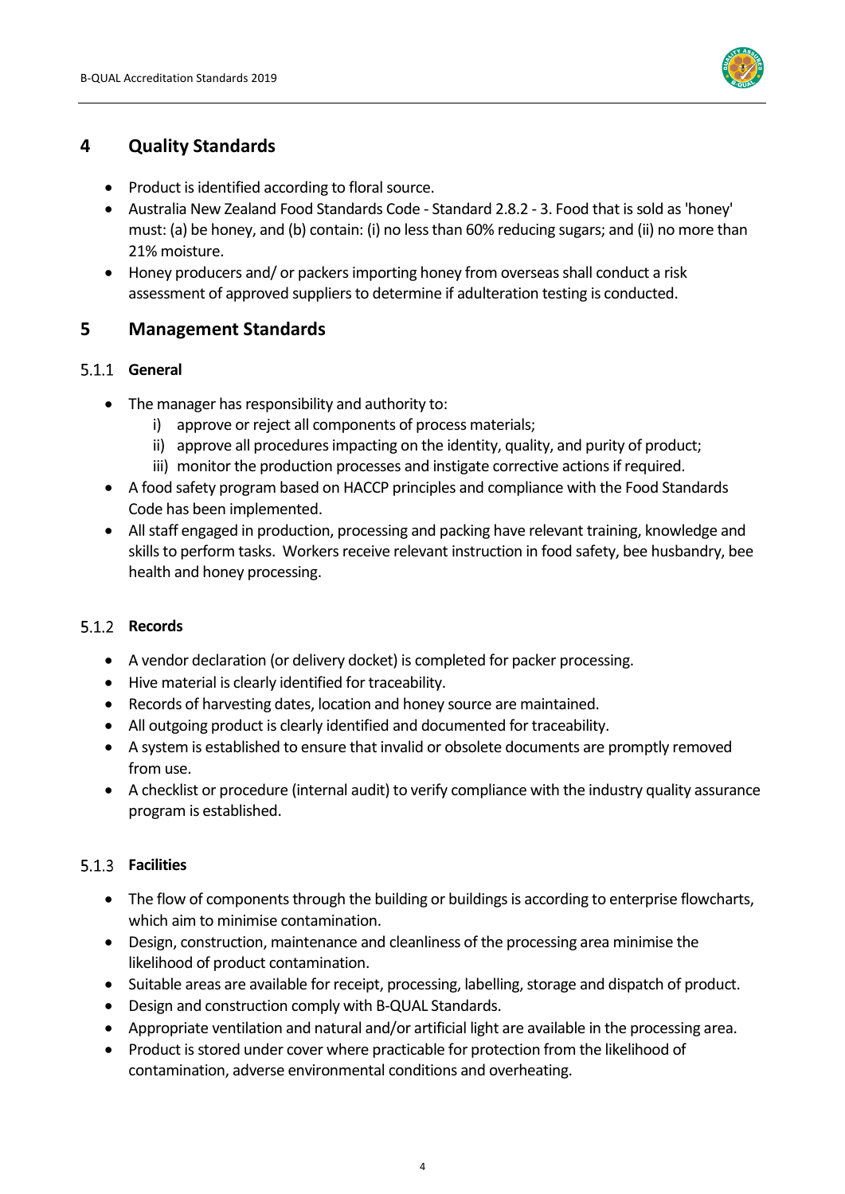## 4 Quality Standards

- Product is identified according to floral source.
- Australia New Zealand Food Standards Code - Standard 2.8.2 - 3. Food that is sold as 'honey' must: (a) be honey, and (b) contain: (i) no less than 60% reducing sugars; and (ii) no more than 21% moisture.
- Honey producers and/ or packers importing honey from overseas shall conduct a risk assessment of approved suppliers to determine if adulteration testing is conducted.

## 5 Management Standards

### 5.1.1 General

- The manager has responsibility and authority to:
    - i) approve or reject all components of process materials;
    - ii) approve all procedures impacting on the identity, quality, and purity of product;
    - iii) monitor the production processes and instigate corrective actions if required.
- A food safety program based on HACCP principles and compliance with the Food Standards Code has been implemented.
- All staff engaged in production, processing and packing have relevant training, knowledge and skills to perform tasks. Workers receive relevant instruction in food safety, bee husbandry, bee health and honey processing.

### 5.1.2 Records

- A vendor declaration (or delivery docket) is completed for packer processing.
- Hive material is clearly identified for traceability.
- Records of harvesting dates, location and honey source are maintained.
- All outgoing product is clearly identified and documented for traceability.
- A system is established to ensure that invalid or obsolete documents are promptly removed from use.
- A checklist or procedure (internal audit) to verify compliance with the industry quality assurance program is established.

### 5.1.3 Facilities

- The flow of components through the building or buildings is according to enterprise flowcharts, which aim to minimise contamination.
- Design, construction, maintenance and cleanliness of the processing area minimise the likelihood of product contamination.
- Suitable areas are available for receipt, processing, labelling, storage and dispatch of product.
- Design and construction comply with B-QUAL Standards.
- Appropriate ventilation and natural and/or artificial light are available in the processing area.
- Product is stored under cover where practicable for protection from the likelihood of contamination, adverse environmental conditions and overheating.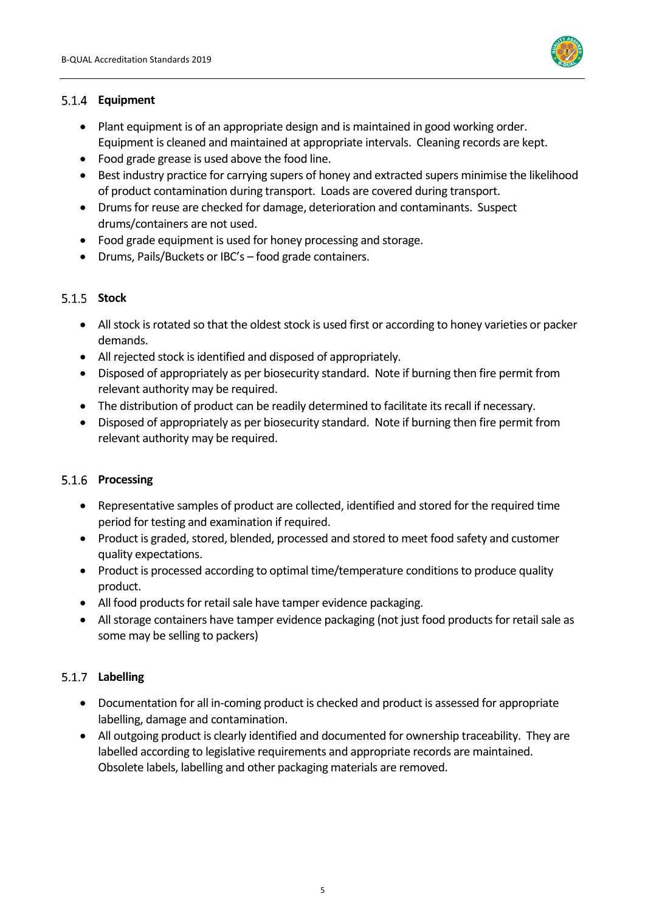### 5.1.4 Equipment

- Plant equipment is of an appropriate design and is maintained in good working order. Equipment is cleaned and maintained at appropriate intervals. Cleaning records are kept.
- Food grade grease is used above the food line.
- Best industry practice for carrying supers of honey and extracted supers minimise the likelihood of product contamination during transport. Loads are covered during transport.
- Drums for reuse are checked for damage, deterioration and contaminants. Suspect drums/containers are not used.
- Food grade equipment is used for honey processing and storage.
- Drums, Pails/Buckets or IBC's – food grade containers.

### 5.1.5 Stock

- All stock is rotated so that the oldest stock is used first or according to honey varieties or packer demands.
- All rejected stock is identified and disposed of appropriately.
- Disposed of appropriately as per biosecurity standard. Note if burning then fire permit from relevant authority may be required.
- The distribution of product can be readily determined to facilitate its recall if necessary.
- Disposed of appropriately as per biosecurity standard. Note if burning then fire permit from relevant authority may be required.

### 5.1.6 Processing

- Representative samples of product are collected, identified and stored for the required time period for testing and examination if required.
- Product is graded, stored, blended, processed and stored to meet food safety and customer quality expectations.
- Product is processed according to optimal time/temperature conditions to produce quality product.
- All food products for retail sale have tamper evidence packaging.
- All storage containers have tamper evidence packaging (not just food products for retail sale as some may be selling to packers)

### 5.1.7 Labelling

- Documentation for all in-coming product is checked and product is assessed for appropriate labelling, damage and contamination.
- All outgoing product is clearly identified and documented for ownership traceability. They are labelled according to legislative requirements and appropriate records are maintained. Obsolete labels, labelling and other packaging materials are removed.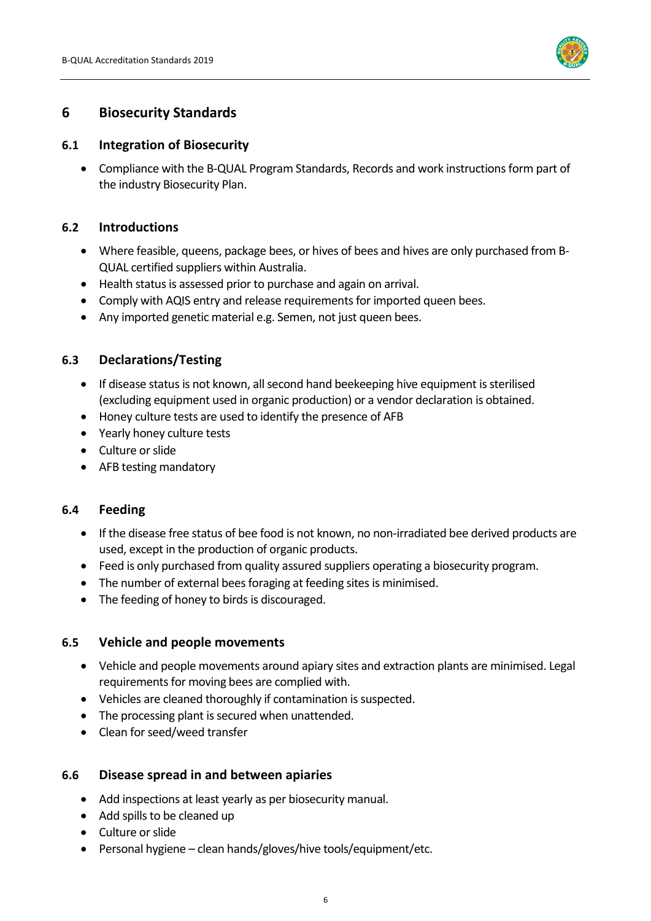## 6 Biosecurity Standards

### 6.1 Integration of Biosecurity

- Compliance with the B-QUAL Program Standards, Records and work instructions form part of the industry Biosecurity Plan.

### 6.2 Introductions

- Where feasible, queens, package bees, or hives of bees and hives are only purchased from B-QUAL certified suppliers within Australia.
- Health status is assessed prior to purchase and again on arrival.
- Comply with AQIS entry and release requirements for imported queen bees.
- Any imported genetic material e.g. Semen, not just queen bees.

### 6.3 Declarations/Testing

- If disease status is not known, all second hand beekeeping hive equipment is sterilised (excluding equipment used in organic production) or a vendor declaration is obtained.
- Honey culture tests are used to identify the presence of AFB
- Yearly honey culture tests
- Culture or slide
- AFB testing mandatory

### 6.4 Feeding

- If the disease free status of bee food is not known, no non-irradiated bee derived products are used, except in the production of organic products.
- Feed is only purchased from quality assured suppliers operating a biosecurity program.
- The number of external bees foraging at feeding sites is minimised.
- The feeding of honey to birds is discouraged.

### 6.5 Vehicle and people movements

- Vehicle and people movements around apiary sites and extraction plants are minimised. Legal requirements for moving bees are complied with.
- Vehicles are cleaned thoroughly if contamination is suspected.
- The processing plant is secured when unattended.
- Clean for seed/weed transfer

### 6.6 Disease spread in and between apiaries

- Add inspections at least yearly as per biosecurity manual.
- Add spills to be cleaned up
- Culture or slide
- Personal hygiene – clean hands/gloves/hive tools/equipment/etc.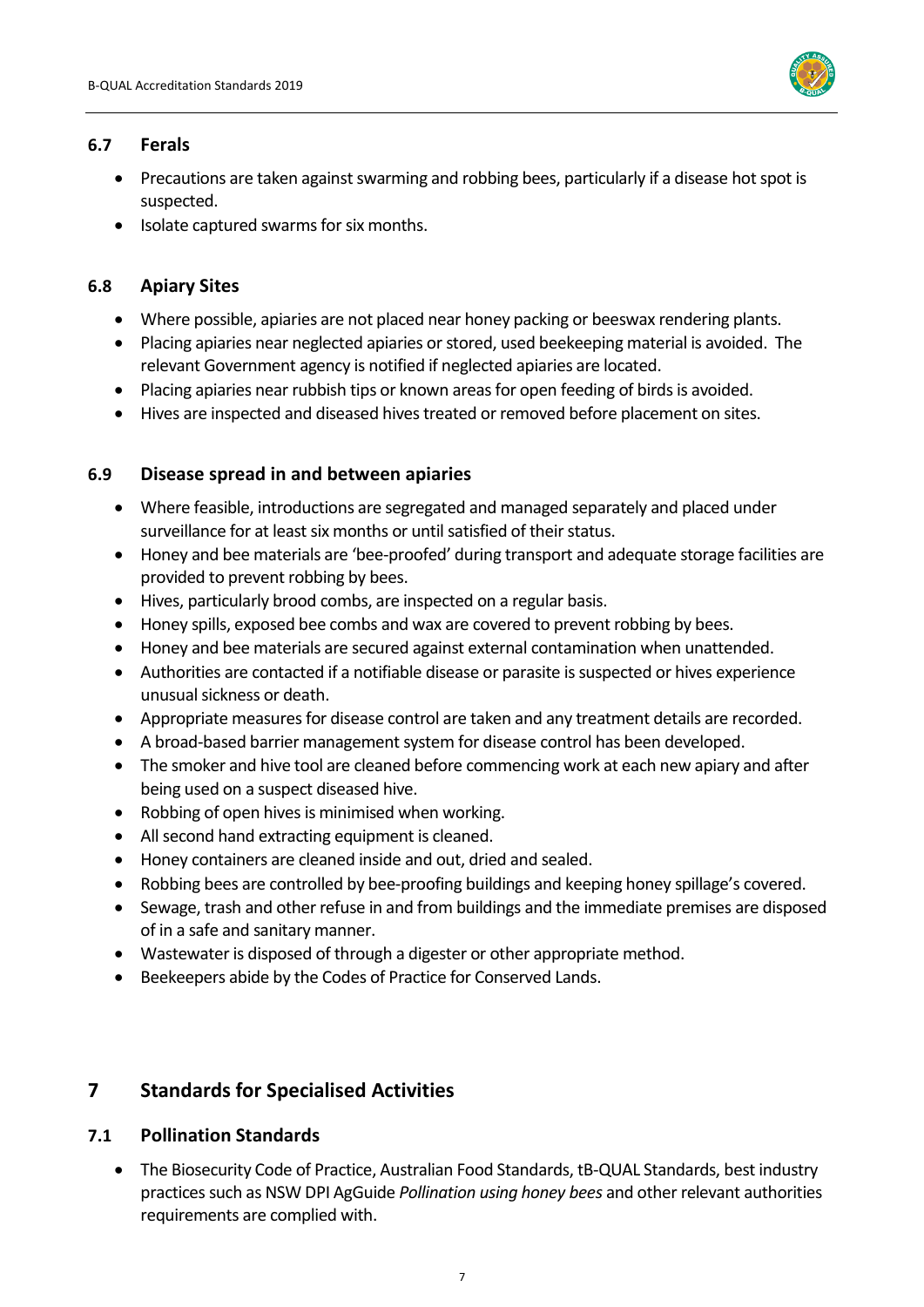### 6.7 Ferals

- Precautions are taken against swarming and robbing bees, particularly if a disease hot spot is suspected.
- Isolate captured swarms for six months.

### 6.8 Apiary Sites

- Where possible, apiaries are not placed near honey packing or beeswax rendering plants.
- Placing apiaries near neglected apiaries or stored, used beekeeping material is avoided. The relevant Government agency is notified if neglected apiaries are located.
- Placing apiaries near rubbish tips or known areas for open feeding of birds is avoided.
- Hives are inspected and diseased hives treated or removed before placement on sites.

### 6.9 Disease spread in and between apiaries

- Where feasible, introductions are segregated and managed separately and placed under surveillance for at least six months or until satisfied of their status.
- Honey and bee materials are 'bee-proofed' during transport and adequate storage facilities are provided to prevent robbing by bees.
- Hives, particularly brood combs, are inspected on a regular basis.
- Honey spills, exposed bee combs and wax are covered to prevent robbing by bees.
- Honey and bee materials are secured against external contamination when unattended.
- Authorities are contacted if a notifiable disease or parasite is suspected or hives experience unusual sickness or death.
- Appropriate measures for disease control are taken and any treatment details are recorded.
- A broad-based barrier management system for disease control has been developed.
- The smoker and hive tool are cleaned before commencing work at each new apiary and after being used on a suspect diseased hive.
- Robbing of open hives is minimised when working.
- All second hand extracting equipment is cleaned.
- Honey containers are cleaned inside and out, dried and sealed.
- Robbing bees are controlled by bee-proofing buildings and keeping honey spillage's covered.
- Sewage, trash and other refuse in and from buildings and the immediate premises are disposed of in a safe and sanitary manner.
- Wastewater is disposed of through a digester or other appropriate method.
- Beekeepers abide by the Codes of Practice for Conserved Lands.

## 7 Standards for Specialised Activities

### 7.1 Pollination Standards

- The Biosecurity Code of Practice, Australian Food Standards, tB-QUAL Standards, best industry practices such as NSW DPI AgGuide *Pollination using honey bees* and other relevant authorities requirements are complied with.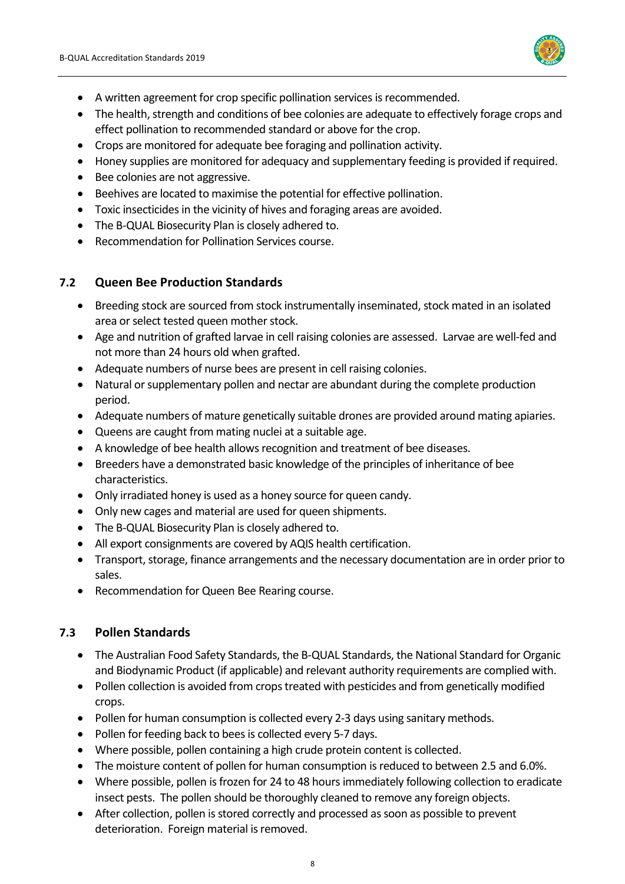- A written agreement for crop specific pollination services is recommended.
- The health, strength and conditions of bee colonies are adequate to effectively forage crops and effect pollination to recommended standard or above for the crop.
- Crops are monitored for adequate bee foraging and pollination activity.
- Honey supplies are monitored for adequacy and supplementary feeding is provided if required.
- Bee colonies are not aggressive.
- Beehives are located to maximise the potential for effective pollination.
- Toxic insecticides in the vicinity of hives and foraging areas are avoided.
- The B-QUAL Biosecurity Plan is closely adhered to.
- Recommendation for Pollination Services course.

### 7.2 Queen Bee Production Standards

- Breeding stock are sourced from stock instrumentally inseminated, stock mated in an isolated area or select tested queen mother stock.
- Age and nutrition of grafted larvae in cell raising colonies are assessed. Larvae are well-fed and not more than 24 hours old when grafted.
- Adequate numbers of nurse bees are present in cell raising colonies.
- Natural or supplementary pollen and nectar are abundant during the complete production period.
- Adequate numbers of mature genetically suitable drones are provided around mating apiaries.
- Queens are caught from mating nuclei at a suitable age.
- A knowledge of bee health allows recognition and treatment of bee diseases.
- Breeders have a demonstrated basic knowledge of the principles of inheritance of bee characteristics.
- Only irradiated honey is used as a honey source for queen candy.
- Only new cages and material are used for queen shipments.
- The B-QUAL Biosecurity Plan is closely adhered to.
- All export consignments are covered by AQIS health certification.
- Transport, storage, finance arrangements and the necessary documentation are in order prior to sales.
- Recommendation for Queen Bee Rearing course.

### 7.3 Pollen Standards

- The Australian Food Safety Standards, the B-QUAL Standards, the National Standard for Organic and Biodynamic Product (if applicable) and relevant authority requirements are complied with.
- Pollen collection is avoided from crops treated with pesticides and from genetically modified crops.
- Pollen for human consumption is collected every 2-3 days using sanitary methods.
- Pollen for feeding back to bees is collected every 5-7 days.
- Where possible, pollen containing a high crude protein content is collected.
- The moisture content of pollen for human consumption is reduced to between 2.5 and 6.0%.
- Where possible, pollen is frozen for 24 to 48 hours immediately following collection to eradicate insect pests. The pollen should be thoroughly cleaned to remove any foreign objects.
- After collection, pollen is stored correctly and processed as soon as possible to prevent deterioration. Foreign material is removed.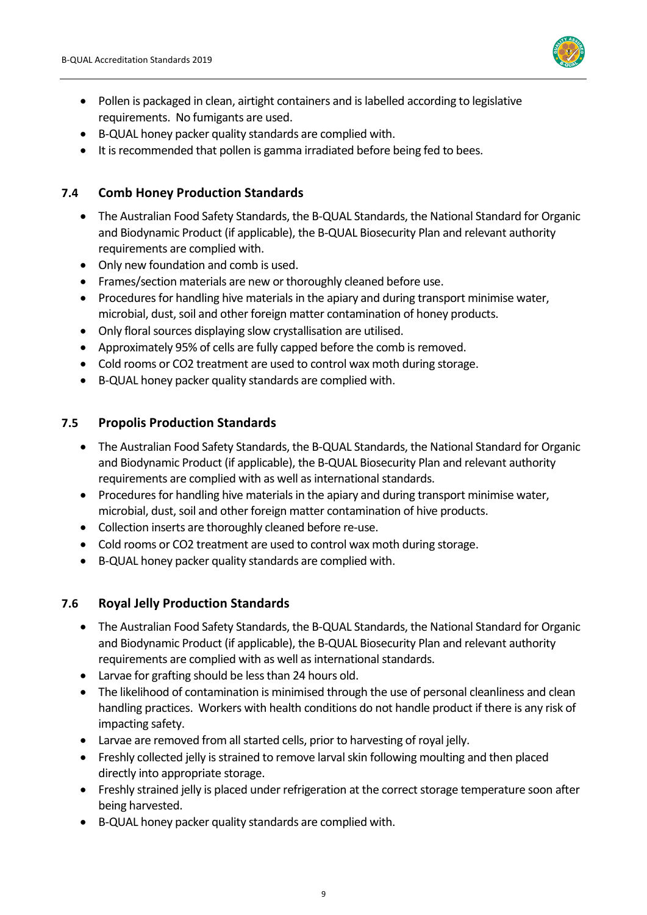- Pollen is packaged in clean, airtight containers and is labelled according to legislative requirements. No fumigants are used.
- B-QUAL honey packer quality standards are complied with.
- It is recommended that pollen is gamma irradiated before being fed to bees.

### 7.4 Comb Honey Production Standards

- The Australian Food Safety Standards, the B-QUAL Standards, the National Standard for Organic and Biodynamic Product (if applicable), the B-QUAL Biosecurity Plan and relevant authority requirements are complied with.
- Only new foundation and comb is used.
- Frames/section materials are new or thoroughly cleaned before use.
- Procedures for handling hive materials in the apiary and during transport minimise water, microbial, dust, soil and other foreign matter contamination of honey products.
- Only floral sources displaying slow crystallisation are utilised.
- Approximately 95% of cells are fully capped before the comb is removed.
- Cold rooms or $CO_2$ treatment are used to control wax moth during storage.
- B-QUAL honey packer quality standards are complied with.

### 7.5 Propolis Production Standards

- The Australian Food Safety Standards, the B-QUAL Standards, the National Standard for Organic and Biodynamic Product (if applicable), the B-QUAL Biosecurity Plan and relevant authority requirements are complied with as well as international standards.
- Procedures for handling hive materials in the apiary and during transport minimise water, microbial, dust, soil and other foreign matter contamination of hive products.
- Collection inserts are thoroughly cleaned before re-use.
- Cold rooms or $CO_2$ treatment are used to control wax moth during storage.
- B-QUAL honey packer quality standards are complied with.

### 7.6 Royal Jelly Production Standards

- The Australian Food Safety Standards, the B-QUAL Standards, the National Standard for Organic and Biodynamic Product (if applicable), the B-QUAL Biosecurity Plan and relevant authority requirements are complied with as well as international standards.
- Larvae for grafting should be less than 24 hours old.
- The likelihood of contamination is minimised through the use of personal cleanliness and clean handling practices. Workers with health conditions do not handle product if there is any risk of impacting safety.
- Larvae are removed from all started cells, prior to harvesting of royal jelly.
- Freshly collected jelly is strained to remove larval skin following moulting and then placed directly into appropriate storage.
- Freshly strained jelly is placed under refrigeration at the correct storage temperature soon after being harvested.
- B-QUAL honey packer quality standards are complied with.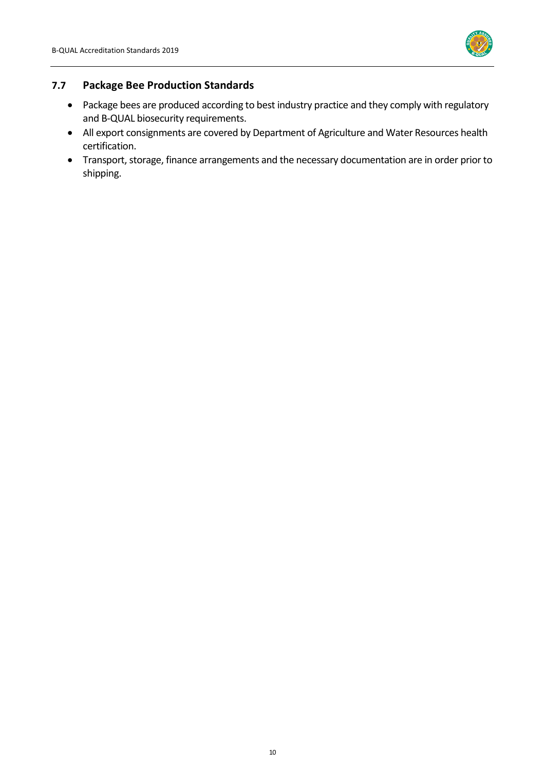## 7.7 Package Bee Production Standards

- Package bees are produced according to best industry practice and they comply with regulatory and B-QUAL biosecurity requirements.
- All export consignments are covered by Department of Agriculture and Water Resources health certification.
- Transport, storage, finance arrangements and the necessary documentation are in order prior to shipping.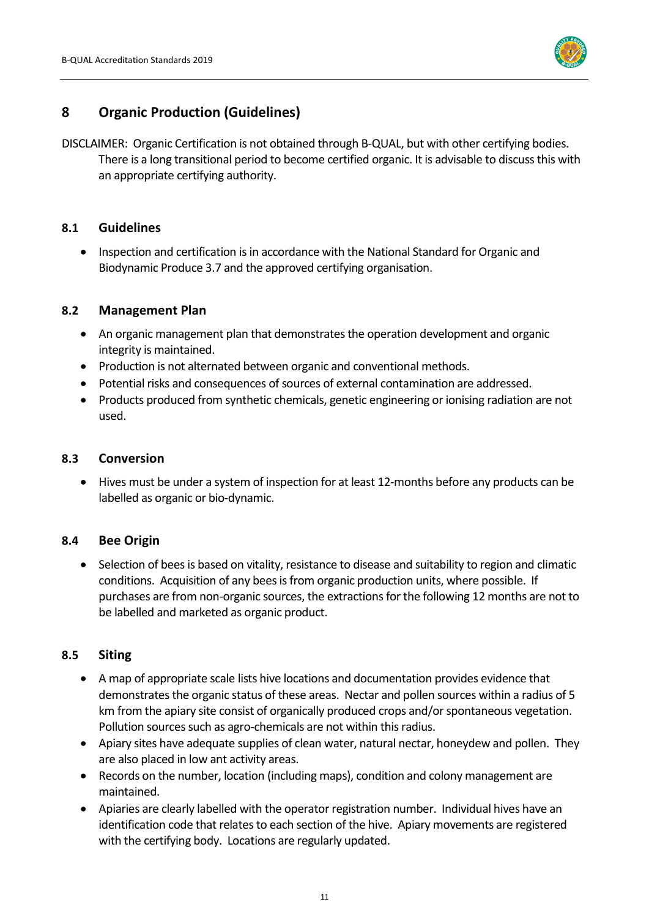# 8 Organic Production (Guidelines)

DISCLAIMER: Organic Certification is not obtained through B-QUAL, but with other certifying bodies. There is a long transitional period to become certified organic. It is advisable to discuss this with an appropriate certifying authority.

## 8.1 Guidelines

- Inspection and certification is in accordance with the National Standard for Organic and Biodynamic Produce 3.7 and the approved certifying organisation.

## 8.2 Management Plan

- An organic management plan that demonstrates the operation development and organic integrity is maintained.
- Production is not alternated between organic and conventional methods.
- Potential risks and consequences of sources of external contamination are addressed.
- Products produced from synthetic chemicals, genetic engineering or ionising radiation are not used.

## 8.3 Conversion

- Hives must be under a system of inspection for at least 12-months before any products can be labelled as organic or bio-dynamic.

## 8.4 Bee Origin

- Selection of bees is based on vitality, resistance to disease and suitability to region and climatic conditions. Acquisition of any bees is from organic production units, where possible. If purchases are from non-organic sources, the extractions for the following 12 months are not to be labelled and marketed as organic product.

## 8.5 Siting

- A map of appropriate scale lists hive locations and documentation provides evidence that demonstrates the organic status of these areas. Nectar and pollen sources within a radius of 5 km from the apiary site consist of organically produced crops and/or spontaneous vegetation. Pollution sources such as agro-chemicals are not within this radius.
- Apiary sites have adequate supplies of clean water, natural nectar, honeydew and pollen. They are also placed in low ant activity areas.
- Records on the number, location (including maps), condition and colony management are maintained.
- Apiaries are clearly labelled with the operator registration number. Individual hives have an identification code that relates to each section of the hive. Apiary movements are registered with the certifying body. Locations are regularly updated.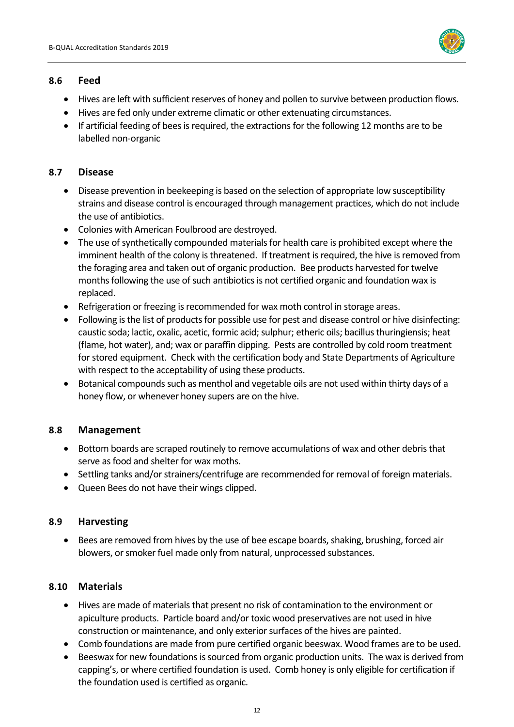### 8.6 Feed

- Hives are left with sufficient reserves of honey and pollen to survive between production flows.
- Hives are fed only under extreme climatic or other extenuating circumstances.
- If artificial feeding of bees is required, the extractions for the following 12 months are to be labelled non-organic

### 8.7 Disease

- Disease prevention in beekeeping is based on the selection of appropriate low susceptibility strains and disease control is encouraged through management practices, which do not include the use of antibiotics.
- Colonies with American Foulbrood are destroyed.
- The use of synthetically compounded materials for health care is prohibited except where the imminent health of the colony is threatened. If treatment is required, the hive is removed from the foraging area and taken out of organic production. Bee products harvested for twelve months following the use of such antibiotics is not certified organic and foundation wax is replaced.
- Refrigeration or freezing is recommended for wax moth control in storage areas.
- Following is the list of products for possible use for pest and disease control or hive disinfecting: caustic soda; lactic, oxalic, acetic, formic acid; sulphur; etheric oils; bacillus thuringiensis; heat (flame, hot water), and; wax or paraffin dipping. Pests are controlled by cold room treatment for stored equipment. Check with the certification body and State Departments of Agriculture with respect to the acceptability of using these products.
- Botanical compounds such as menthol and vegetable oils are not used within thirty days of a honey flow, or whenever honey supers are on the hive.

### 8.8 Management

- Bottom boards are scraped routinely to remove accumulations of wax and other debris that serve as food and shelter for wax moths.
- Settling tanks and/or strainers/centrifuge are recommended for removal of foreign materials.
- Queen Bees do not have their wings clipped.

### 8.9 Harvesting

- Bees are removed from hives by the use of bee escape boards, shaking, brushing, forced air blowers, or smoker fuel made only from natural, unprocessed substances.

### 8.10 Materials

- Hives are made of materials that present no risk of contamination to the environment or apiculture products. Particle board and/or toxic wood preservatives are not used in hive construction or maintenance, and only exterior surfaces of the hives are painted.
- Comb foundations are made from pure certified organic beeswax. Wood frames are to be used.
- Beeswax for new foundations is sourced from organic production units. The wax is derived from capping's, or where certified foundation is used. Comb honey is only eligible for certification if the foundation used is certified as organic.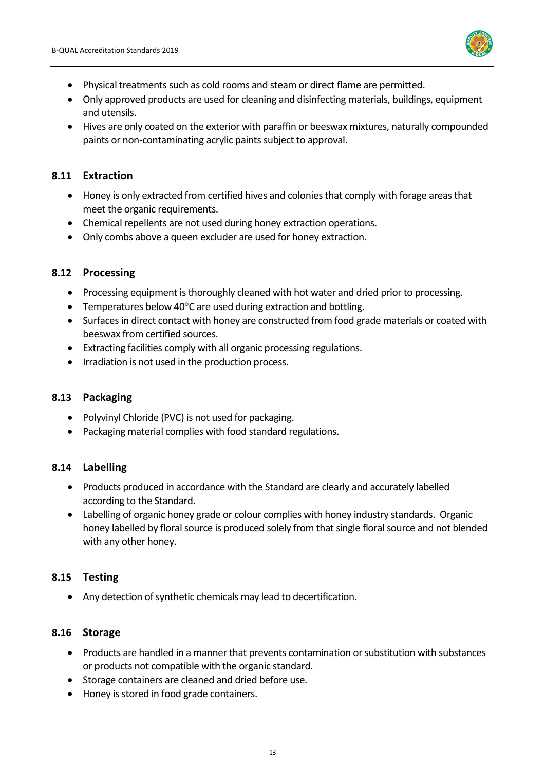- Physical treatments such as cold rooms and steam or direct flame are permitted.
- Only approved products are used for cleaning and disinfecting materials, buildings, equipment and utensils.
- Hives are only coated on the exterior with paraffin or beeswax mixtures, naturally compounded paints or non-contaminating acrylic paints subject to approval.

## 8.11 Extraction

- Honey is only extracted from certified hives and colonies that comply with forage areas that meet the organic requirements.
- Chemical repellents are not used during honey extraction operations.
- Only combs above a queen excluder are used for honey extraction.

## 8.12 Processing

- Processing equipment is thoroughly cleaned with hot water and dried prior to processing.
- Temperatures below 40°C are used during extraction and bottling.
- Surfaces in direct contact with honey are constructed from food grade materials or coated with beeswax from certified sources.
- Extracting facilities comply with all organic processing regulations.
- Irradiation is not used in the production process.

## 8.13 Packaging

- Polyvinyl Chloride (PVC) is not used for packaging.
- Packaging material complies with food standard regulations.

## 8.14 Labelling

- Products produced in accordance with the Standard are clearly and accurately labelled according to the Standard.
- Labelling of organic honey grade or colour complies with honey industry standards. Organic honey labelled by floral source is produced solely from that single floral source and not blended with any other honey.

## 8.15 Testing

- Any detection of synthetic chemicals may lead to decertification.

## 8.16 Storage

- Products are handled in a manner that prevents contamination or substitution with substances or products not compatible with the organic standard.
- Storage containers are cleaned and dried before use.
- Honey is stored in food grade containers.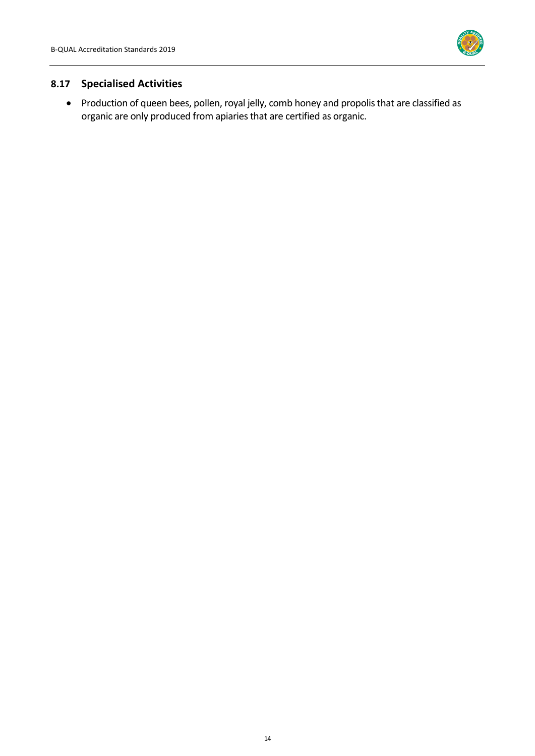## 8.17 Specialised Activities

- Production of queen bees, pollen, royal jelly, comb honey and propolis that are classified as organic are only produced from apiaries that are certified as organic.